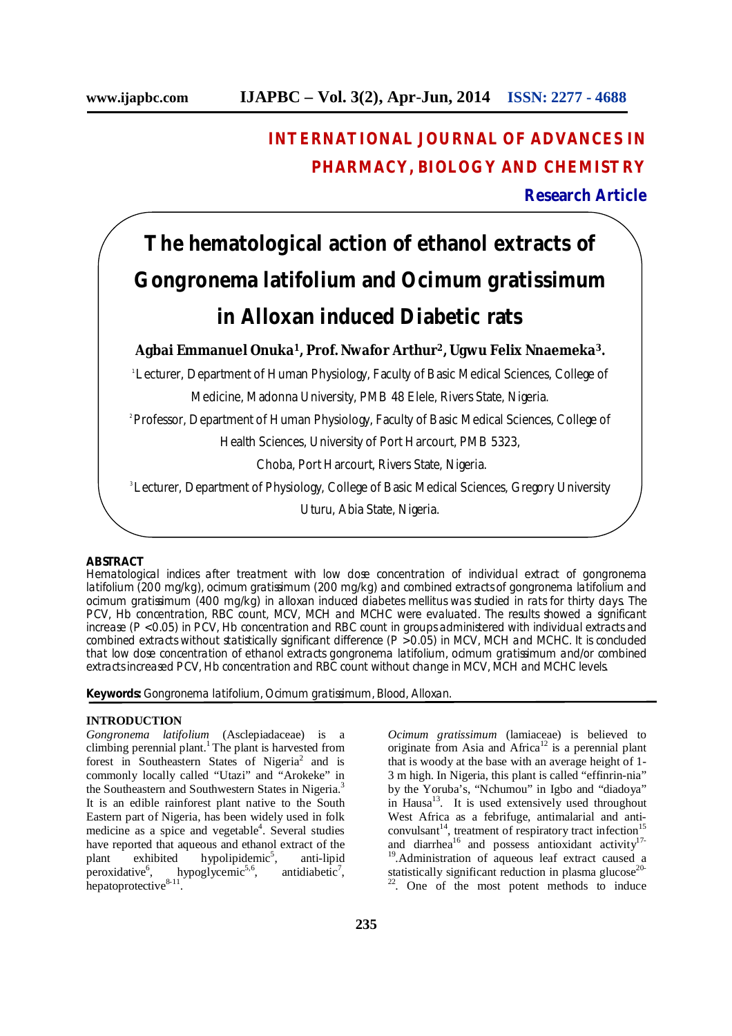# INTERNATIONAL JOURNAL OF ADVANCES IN PHARMACY, BIOLOGY AND CHEMISTRY

**Research Article**

# The hematological action of ethanol extracts of Gongronema latifolium and Ocimum gratissimum in Alloxan induced Diabetic rats

**Agbai Emmanuel Onuka[1], Prof. Nwafor Arthur[2], Ugwu Felix Nnaemeka[3].**

[1]Lecturer, Department of Human Physiology, Faculty of Basic Medical Sciences, College of Medicine, Madonna University, PMB 48 Elele, Rivers State, Nigeria.

[2]Professor, Department of Human Physiology, Faculty of Basic Medical Sciences, College of Health Sciences, University of Port Harcourt, PMB 5323, Choba, Port Harcourt, Rivers State, Nigeria.

[3]Lecturer, Department of Physiology, College of Basic Medical Sciences, Gregory University Uturu, Abia State, Nigeria.

## ABSTRACT

Hematological indices after treatment with low dose concentration of individual extract of gongronema latifolium (200 mg/kg), ocimum gratissimum (200 mg/kg) and combined extracts of gongronema latifolium and ocimum gratissimum (400 mg/kg) in alloxan induced diabetes mellitus was studied in rats for thirty days. The PCV, Hb concentration, RBC count, MCV, MCH and MCHC were evaluated. The results showed a significant increase ($P < 0.05$) in PCV, Hb concentration and RBC count in groups administered with individual extracts and combined extracts without statistically significant difference ($P > 0.05$) in MCV, MCH and MCHC. It is concluded that low dose concentration of ethanol extracts gongronema latifolium, ocimum gratissimum and/or combined extracts increased PCV, Hb concentration and RBC count without change in MCV, MCH and MCHC levels.

**Keywords:** Gongronema latifolium, Ocimum gratissimum, Blood, Alloxan.

## INTRODUCTION

*Gongronema latifolium* (Asclepiadaceae) is a climbing perennial plant.[1] The plant is harvested from forest in Southeastern States of Nigeria[2] and is commonly locally called "Utazi" and "Arokeke" in the Southeastern and Southwestern States in Nigeria.[3] It is an edible rainforest plant native to the South Eastern part of Nigeria, has been widely used in folk medicine as a spice and vegetable[4]. Several studies have reported that aqueous and ethanol extract of the plant exhibited hypolipidemic[5], anti-lipid peroxidative[6], hypoglycemic[5,6], antidiabetic[7], hepatoprotective[8-11].

*Ocimum gratissimum* (lamiaceae) is believed to originate from Asia and Africa[12] is a perennial plant that is woody at the base with an average height of 1-3 m high. In Nigeria, this plant is called "effinrin-nia" by the Yoruba's, "Nchumou" in Igbo and "diadoya" in Hausa[13]. It is used extensively used throughout West Africa as a febrifuge, antimalarial and anti-convulsant[14], treatment of respiratory tract infection[15] and diarrhea[16] and possess antioxidant activity[17-19].Administration of aqueous leaf extract caused a statistically significant reduction in plasma glucose[20-22]. One of the most potent methods to induce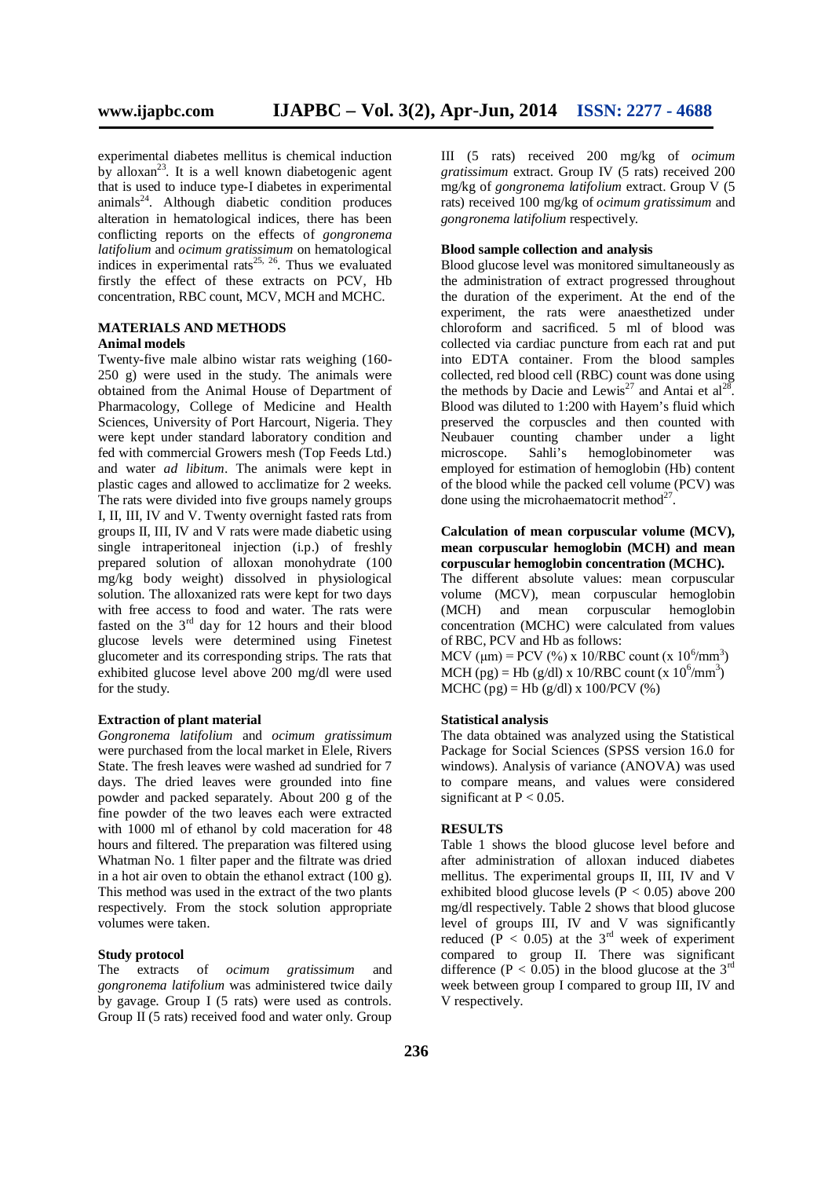experimental diabetes mellitus is chemical induction by alloxan[23]. It is a well known diabetogenic agent that is used to induce type-I diabetes in experimental animals[24]. Although diabetic condition produces alteration in hematological indices, there has been conflicting reports on the effects of *gongronema latifolium* and *ocimum gratissimum* on hematological indices in experimental rats[25, 26]. Thus we evaluated firstly the effect of these extracts on PCV, Hb concentration, RBC count, MCV, MCH and MCHC.

## MATERIALS AND METHODS

### Animal models

Twenty-five male albino wistar rats weighing (160-250 g) were used in the study. The animals were obtained from the Animal House of Department of Pharmacology, College of Medicine and Health Sciences, University of Port Harcourt, Nigeria. They were kept under standard laboratory condition and fed with commercial Growers mesh (Top Feeds Ltd.) and water *ad libitum*. The animals were kept in plastic cages and allowed to acclimatize for 2 weeks. The rats were divided into five groups namely groups I, II, III, IV and V. Twenty overnight fasted rats from groups II, III, IV and V rats were made diabetic using single intraperitoneal injection (i.p.) of freshly prepared solution of alloxan monohydrate (100 mg/kg body weight) dissolved in physiological solution. The alloxanized rats were kept for two days with free access to food and water. The rats were fasted on the 3rd day for 12 hours and their blood glucose levels were determined using Finetest glucometer and its corresponding strips. The rats that exhibited glucose level above 200 mg/dl were used for the study.

### Extraction of plant material

*Gongronema latifolium* and *ocimum gratissimum* were purchased from the local market in Elele, Rivers State. The fresh leaves were washed ad sundried for 7 days. The dried leaves were grounded into fine powder and packed separately. About 200 g of the fine powder of the two leaves each were extracted with 1000 ml of ethanol by cold maceration for 48 hours and filtered. The preparation was filtered using Whatman No. 1 filter paper and the filtrate was dried in a hot air oven to obtain the ethanol extract (100 g). This method was used in the extract of the two plants respectively. From the stock solution appropriate volumes were taken.

### Study protocol

The extracts of *ocimum gratissimum* and *gongronema latifolium* was administered twice daily by gavage. Group I (5 rats) were used as controls. Group II (5 rats) received food and water only. Group III (5 rats) received 200 mg/kg of *ocimum gratissimum* extract. Group IV (5 rats) received 200 mg/kg of *gongronema latifolium* extract. Group V (5 rats) received 100 mg/kg of *ocimum gratissimum* and *gongronema latifolium* respectively.

### Blood sample collection and analysis

Blood glucose level was monitored simultaneously as the administration of extract progressed throughout the duration of the experiment. At the end of the experiment, the rats were anaesthetized under chloroform and sacrificed. 5 ml of blood was collected via cardiac puncture from each rat and put into EDTA container. From the blood samples collected, red blood cell (RBC) count was done using the methods by Dacie and Lewis[27] and Antai et al[28]. Blood was diluted to 1:200 with Hayem's fluid which preserved the corpuscles and then counted with Neubauer counting chamber under a light microscope. Sahli's hemoglobinometer was employed for estimation of hemoglobin (Hb) content of the blood while the packed cell volume (PCV) was done using the microhaematocrit method[27].

### Calculation of mean corpuscular volume (MCV), mean corpuscular hemoglobin (MCH) and mean corpuscular hemoglobin concentration (MCHC).

The different absolute values: mean corpuscular volume (MCV), mean corpuscular hemoglobin (MCH) and mean corpuscular hemoglobin concentration (MCHC) were calculated from values of RBC, PCV and Hb as follows:

MCV (μm) = PCV (%) x 10/RBC count (x $10^6/mm^3$)
MCH (pg) = Hb (g/dl) x 10/RBC count (x $10^6/mm^3$)
MCHC (pg) = Hb (g/dl) x 100/PCV (%)

### Statistical analysis

The data obtained was analyzed using the Statistical Package for Social Sciences (SPSS version 16.0 for windows). Analysis of variance (ANOVA) was used to compare means, and values were considered significant at $P < 0.05$.

## RESULTS

Table 1 shows the blood glucose level before and after administration of alloxan induced diabetes mellitus. The experimental groups II, III, IV and V exhibited blood glucose levels ($P < 0.05$) above 200 mg/dl respectively. Table 2 shows that blood glucose level of groups III, IV and V was significantly reduced ($P < 0.05$) at the 3rd week of experiment compared to group II. There was significant difference ($P < 0.05$) in the blood glucose at the 3rd week between group I compared to group III, IV and V respectively.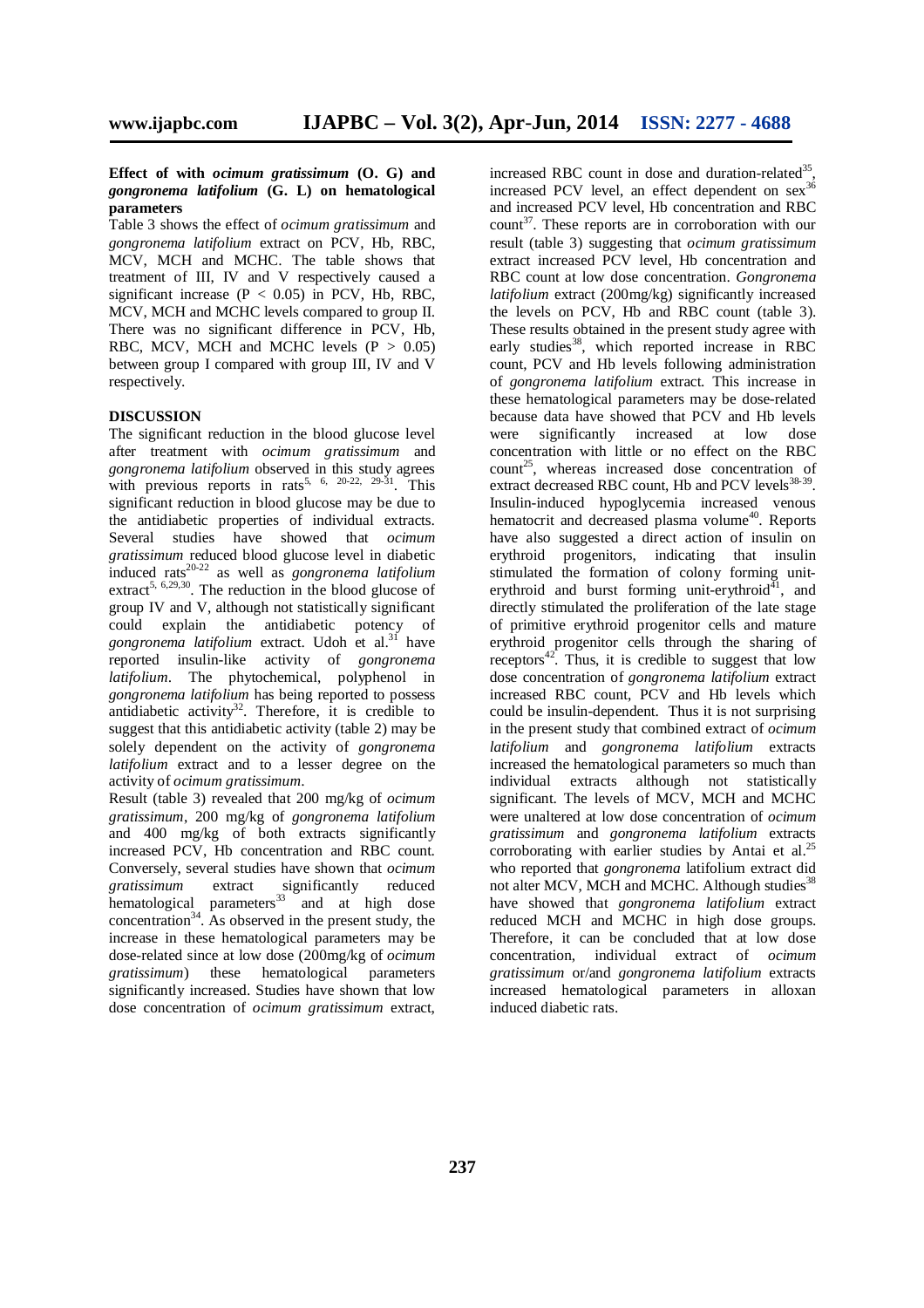**Effect of with *ocimum gratissimum* (O. G) and *gongronema latifolium* (G. L) on hematological parameters**

Table 3 shows the effect of *ocimum gratissimum* and *gongronema latifolium* extract on PCV, Hb, RBC, MCV, MCH and MCHC. The table shows that treatment of III, IV and V respectively caused a significant increase ($P < 0.05$) in PCV, Hb, RBC, MCV, MCH and MCHC levels compared to group II. There was no significant difference in PCV, Hb, RBC, MCV, MCH and MCHC levels ($P > 0.05$) between group I compared with group III, IV and V respectively.

## DISCUSSION

The significant reduction in the blood glucose level after treatment with *ocimum gratissimum* and *gongronema latifolium* observed in this study agrees with previous reports in rats[5, 6, 20-22, 29-31]. This significant reduction in blood glucose may be due to the antidiabetic properties of individual extracts. Several studies have showed that *ocimum gratissimum* reduced blood glucose level in diabetic induced rats[20-22] as well as *gongronema latifolium* extract[5, 6,29,30]. The reduction in the blood glucose of group IV and V, although not statistically significant could explain the antidiabetic potency of *gongronema latifolium* extract. Udoh et al.[31] have reported insulin-like activity of *gongronema latifolium*. The phytochemical, polyphenol in *gongronema latifolium* has being reported to possess antidiabetic activity[32]. Therefore, it is credible to suggest that this antidiabetic activity (table 2) may be solely dependent on the activity of *gongronema latifolium* extract and to a lesser degree on the activity of *ocimum gratissimum*.

Result (table 3) revealed that 200 mg/kg of *ocimum gratissimum*, 200 mg/kg of *gongronema latifolium* and 400 mg/kg of both extracts significantly increased PCV, Hb concentration and RBC count. Conversely, several studies have shown that *ocimum gratissimum* extract significantly reduced hematological parameters[33] and at high dose concentration[34]. As observed in the present study, the increase in these hematological parameters may be dose-related since at low dose (200mg/kg of *ocimum gratissimum*) these hematological parameters significantly increased. Studies have shown that low dose concentration of *ocimum gratissimum* extract, increased RBC count in dose and duration-related[35], increased PCV level, an effect dependent on sex[36] and increased PCV level, Hb concentration and RBC count[37]. These reports are in corroboration with our result (table 3) suggesting that *ocimum gratissimum* extract increased PCV level, Hb concentration and RBC count at low dose concentration. *Gongronema latifolium* extract (200mg/kg) significantly increased the levels on PCV, Hb and RBC count (table 3). These results obtained in the present study agree with early studies[38], which reported increase in RBC count, PCV and Hb levels following administration of *gongronema latifolium* extract. This increase in these hematological parameters may be dose-related because data have showed that PCV and Hb levels were significantly increased at low dose concentration with little or no effect on the RBC count[25], whereas increased dose concentration of extract decreased RBC count, Hb and PCV levels[38-39]. Insulin-induced hypoglycemia increased venous hematocrit and decreased plasma volume[40]. Reports have also suggested a direct action of insulin on erythroid progenitors, indicating that insulin stimulated the formation of colony forming unit-erythroid and burst forming unit-erythroid[41], and directly stimulated the proliferation of the late stage of primitive erythroid progenitor cells and mature erythroid progenitor cells through the sharing of receptors[42]. Thus, it is credible to suggest that low dose concentration of *gongronema latifolium* extract increased RBC count, PCV and Hb levels which could be insulin-dependent. Thus it is not surprising in the present study that combined extract of *ocimum latifolium* and *gongronema latifolium* extracts increased the hematological parameters so much than individual extracts although not statistically significant. The levels of MCV, MCH and MCHC were unaltered at low dose concentration of *ocimum gratissimum* and *gongronema latifolium* extracts corroborating with earlier studies by Antai et al.[25] who reported that *gongronema* latifolium extract did not alter MCV, MCH and MCHC. Although studies[38] have showed that *gongronema latifolium* extract reduced MCH and MCHC in high dose groups. Therefore, it can be concluded that at low dose concentration, individual extract of *ocimum gratissimum* or/and *gongronema latifolium* extracts increased hematological parameters in alloxan induced diabetic rats.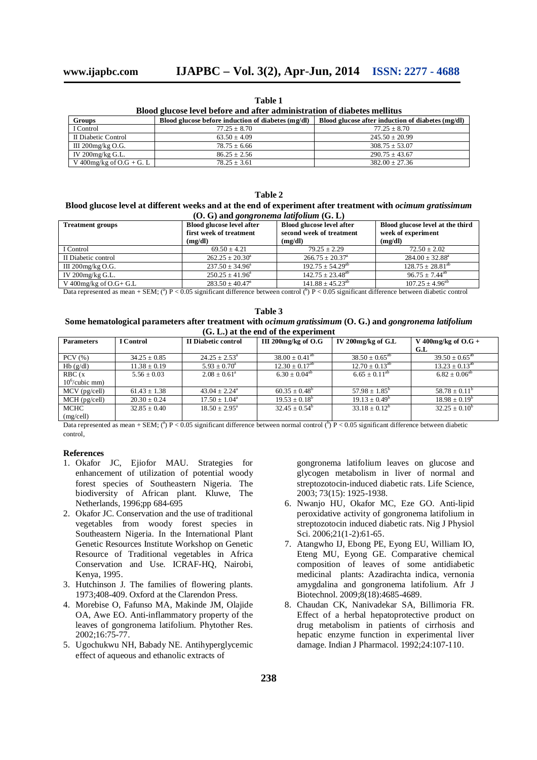**Table 1**
**Blood glucose level before and after administration of diabetes mellitus**

| Groups | Blood glucose before induction of diabetes (mg/dl) | Blood glucose after induction of diabetes (mg/dl) |
|---|---|---|
| I Control | 77.25 ± 8.70 | 77.25 ± 8.70 |
| II Diabetic Control | 63.50 ± 4.09 | 245.50 ± 20.99 |
| III 200mg/kg O.G. | 78.75 ± 6.66 | 308.75 ± 53.07 |
| IV 200mg/kg G.L. | 86.25 ± 2.56 | 290.75 ± 43.67 |
| V 400mg/kg of O.G + G. L | 78.25 ± 3.61 | 382.00 ± 27.36 |

**Table 2**
**Blood glucose level at different weeks and at the end of experiment after treatment with *ocimum gratissimum* (O. G) and *gongronema latifolium* (G. L)**

| Treatment groups | Blood glucose level after first week of treatment (mg/dl) | Blood glucose level after second week of treatment (mg/dl) | Blood glucose level at the third week of experiment (mg/dl) |
|---|---|---|---|
| I Control | 69.50 ± 4.21 | 79.25 ± 2.29 | 72.50 ± 2.02 |
| II Diabetic control | 262.25 ± 20.30[a] | 266.75 ± 20.37[a] | 284.00 ± 32.88[a] |
| III 200mg/kg O.G. | 237.50 ± 34.96[a] | 192.75 ± 54.29[ab] | 128.75 ± 28.81[ab] |
| IV 200mg/kg G.L. | 250.25 ± 41.96[a] | 142.75 ± 23.48[ab] | 96.75 ± 7.44[ab] |
| V 400mg/kg of O.G+ G.L | 283.50 ± 40.47[a] | 141.88 ± 45.23[ab] | 107.25 ± 4.96[ab] |

Data represented as mean + SEM; ([a]) P < 0.05 significant difference between control ([b]) P < 0.05 significant difference between diabetic control

**Table 3**
**Some hematological parameters after treatment with *ocimum gratissimum* (O. G.) and *gongronema latifolium* (G. L.) at the end of the experiment**

| Parameters | I Control | II Diabetic control | III 200mg/kg of O.G | IV 200mg/kg of G.L | V 400mg/kg of O.G + G.L |
|---|---|---|---|---|---|
| PCV (%) | 34.25 ± 0.85 | 24.25 ± 2.53[a] | 38.00 ± 0.41[ab] | 38.50 ± 0.65[ab] | 39.50 ± 0.65[ab] |
| Hb (g/dl) | 11.38 ± 0.19 | 5.93 ± 0.70[a] | 12.30 ± 0.17[ab] | 12.70 ± 0.13[ab] | 13.23 ± 0.13[ab] |
| RBC (x $10^6$/cubic mm) | 5.56 ± 0.03 | 2.08 ± 0.61[a] | 6.30 ± 0.04[ab] | 6.65 ± 0.11[ab] | 6.82 ± 0.06[ab] |
| MCV (pg/cell) | 61.43 ± 1.38 | 43.04 ± 2.24[a] | 60.35 ± 0.48[b] | 57.98 ± 1.85[b] | 58.78 ± 0.11[b] |
| MCH (pg/cell) | 20.30 ± 0.24 | 17.50 ± 1.04[a] | 19.53 ± 0.18[b] | 19.13 ± 0.49[b] | 18.98 ± 0.19[b] |
| MCHC (mg/cell) | 32.85 ± 0.40 | 18.50 ± 2.95[a] | 32.45 ± 0.54[b] | 33.18 ± 0.12[b] | 32.25 ± 0.10[b] |

Data represented as mean + SEM; ([a]) P < 0.05 significant difference between normal control ([b]) P < 0.05 significant difference between diabetic control,

## References

1. Okafor JC, Ejiofor MAU. Strategies for enhancement of utilization of potential woody forest species of Southeastern Nigeria. The biodiversity of African plant. Kluwe, The Netherlands, 1996;pp 684-695
2. Okafor JC. Conservation and the use of traditional vegetables from woody forest species in Southeastern Nigeria. In the International Plant Genetic Resources Institute Workshop on Genetic Resource of Traditional vegetables in Africa Conservation and Use. ICRAF-HQ, Nairobi, Kenya, 1995.
3. Hutchinson J. The families of flowering plants. 1973;408-409. Oxford at the Clarendon Press.
4. Morebise O, Fafunso MA, Makinde JM, Olajide OA, Awe EO. Anti-inflammatory property of the leaves of gongronema latifolium. Phytother Res. 2002;16:75-77.
5. Ugochukwu NH, Babady NE. Antihyperglycemic effect of aqueous and ethanolic extracts of gongronema latifolium leaves on glucose and glycogen metabolism in liver of normal and streptozotocin-induced diabetic rats. Life Science, 2003; 73(15): 1925-1938.
6. Nwanjo HU, Okafor MC, Eze GO. Anti-lipid peroxidative activity of gongronema latifolium in streptozotocin induced diabetic rats. Nig J Physiol Sci. 2006;21(1-2):61-65.
7. Atangwho IJ, Ebong PE, Eyong EU, William IO, Eteng MU, Eyong GE. Comparative chemical composition of leaves of some antidiabetic medicinal plants: Azadirachta indica, vernonia amygdalina and gongronema latifolium. Afr J Biotechnol. 2009;8(18):4685-4689.
8. Chaudan CK, Nanivadekar SA, Billimoria FR. Effect of a herbal hepatoprotective product on drug metabolism in patients of cirrhosis and hepatic enzyme function in experimental liver damage. Indian J Pharmacol. 1992;24:107-110.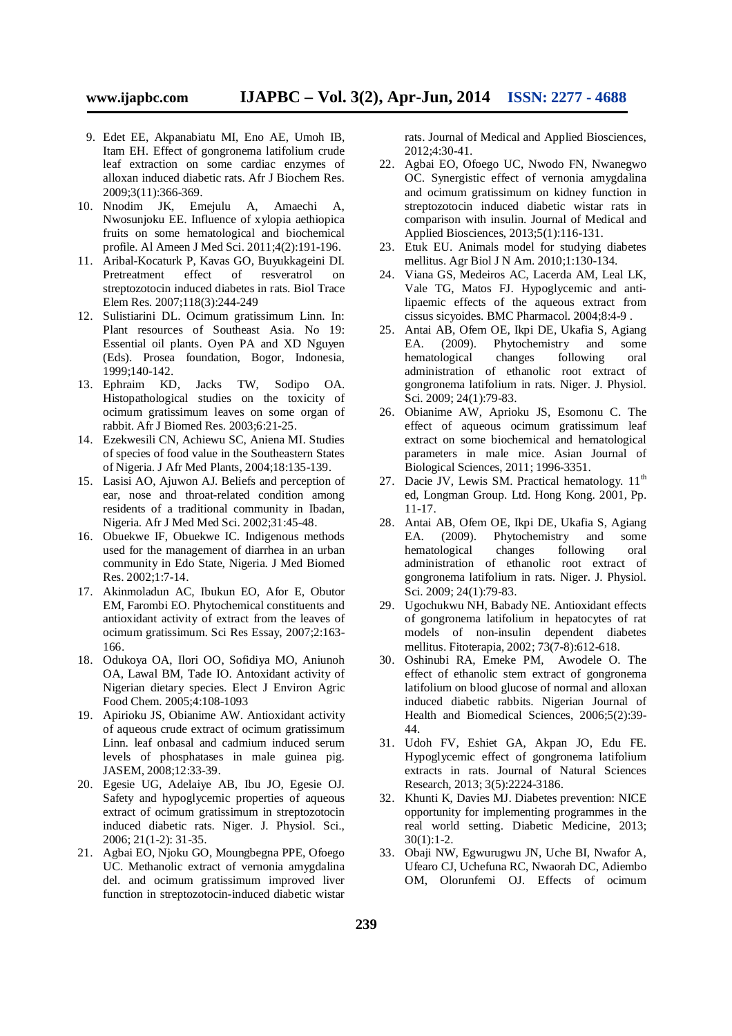9. Edet EE, Akpanabiatu MI, Eno AE, Umoh IB, Itam EH. Effect of gongronema latifolium crude leaf extraction on some cardiac enzymes of alloxan induced diabetic rats. Afr J Biochem Res. 2009;3(11):366-369.
10. Nnodim JK, Emejulu A, Amaechi A, Nwosunjoku EE. Influence of xylopia aethiopica fruits on some hematological and biochemical profile. Al Ameen J Med Sci. 2011;4(2):191-196.
11. Aribal-Kocaturk P, Kavas GO, Buyukkageini DI. Pretreatment effect of resveratrol on streptozotocin induced diabetes in rats. Biol Trace Elem Res. 2007;118(3):244-249
12. Sulistiarini DL. Ocimum gratissimum Linn. In: Plant resources of Southeast Asia. No 19: Essential oil plants. Oyen PA and XD Nguyen (Eds). Prosea foundation, Bogor, Indonesia, 1999;140-142.
13. Ephraim KD, Jacks TW, Sodipo OA. Histopathological studies on the toxicity of ocimum gratissimum leaves on some organ of rabbit. Afr J Biomed Res. 2003;6:21-25.
14. Ezekwesili CN, Achiewu SC, Aniena MI. Studies of species of food value in the Southeastern States of Nigeria. J Afr Med Plants, 2004;18:135-139.
15. Lasisi AO, Ajuwon AJ. Beliefs and perception of ear, nose and throat-related condition among residents of a traditional community in Ibadan, Nigeria. Afr J Med Med Sci. 2002;31:45-48.
16. Obuekwe IF, Obuekwe IC. Indigenous methods used for the management of diarrhea in an urban community in Edo State, Nigeria. J Med Biomed Res. 2002;1:7-14.
17. Akinmoladun AC, Ibukun EO, Afor E, Obutor EM, Farombi EO. Phytochemical constituents and antioxidant activity of extract from the leaves of ocimum gratissimum. Sci Res Essay, 2007;2:163-166.
18. Odukoya OA, Ilori OO, Sofidiya MO, Aniunoh OA, Lawal BM, Tade IO. Antoxidant activity of Nigerian dietary species. Elect J Environ Agric Food Chem. 2005;4:108-1093
19. Apirioku JS, Obianime AW. Antioxidant activity of aqueous crude extract of ocimum gratissimum Linn. leaf onbasal and cadmium induced serum levels of phosphatases in male guinea pig. JASEM, 2008;12:33-39.
20. Egesie UG, Adelaiye AB, Ibu JO, Egesie OJ. Safety and hypoglycemic properties of aqueous extract of ocimum gratissimum in streptozotocin induced diabetic rats. Niger. J. Physiol. Sci., 2006; 21(1-2): 31-35.
21. Agbai EO, Njoku GO, Moungbegna PPE, Ofoego UC. Methanolic extract of vernonia amygdalina del. and ocimum gratissimum improved liver function in streptozotocin-induced diabetic wistar rats. Journal of Medical and Applied Biosciences, 2012;4:30-41.
22. Agbai EO, Ofoego UC, Nwodo FN, Nwanegwo OC. Synergistic effect of vernonia amygdalina and ocimum gratissimum on kidney function in streptozotocin induced diabetic wistar rats in comparison with insulin. Journal of Medical and Applied Biosciences, 2013;5(1):116-131.
23. Etuk EU. Animals model for studying diabetes mellitus. Agr Biol J N Am. 2010;1:130-134.
24. Viana GS, Medeiros AC, Lacerda AM, Leal LK, Vale TG, Matos FJ. Hypoglycemic and anti-lipaemic effects of the aqueous extract from cissus sicyoides. BMC Pharmacol. 2004;8:4-9 .
25. Antai AB, Ofem OE, Ikpi DE, Ukafia S, Agiang EA. (2009). Phytochemistry and some hematological changes following oral administration of ethanolic root extract of gongronema latifolium in rats. Niger. J. Physiol. Sci. 2009; 24(1):79-83.
26. Obianime AW, Aprioku JS, Esomonu C. The effect of aqueous ocimum gratissimum leaf extract on some biochemical and hematological parameters in male mice. Asian Journal of Biological Sciences, 2011; 1996-3351.
27. Dacie JV, Lewis SM. Practical hematology. 11[th] ed, Longman Group. Ltd. Hong Kong. 2001, Pp. 11-17.
28. Antai AB, Ofem OE, Ikpi DE, Ukafia S, Agiang EA. (2009). Phytochemistry and some hematological changes following oral administration of ethanolic root extract of gongronema latifolium in rats. Niger. J. Physiol. Sci. 2009; 24(1):79-83.
29. Ugochukwu NH, Babady NE. Antioxidant effects of gongronema latifolium in hepatocytes of rat models of non-insulin dependent diabetes mellitus. Fitoterapia, 2002; 73(7-8):612-618.
30. Oshinubi RA, Emeke PM, Awodele O. The effect of ethanolic stem extract of gongronema latifolium on blood glucose of normal and alloxan induced diabetic rabbits. Nigerian Journal of Health and Biomedical Sciences, 2006;5(2):39-44.
31. Udoh FV, Eshiet GA, Akpan JO, Edu FE. Hypoglycemic effect of gongronema latifolium extracts in rats. Journal of Natural Sciences Research, 2013; 3(5):2224-3186.
32. Khunti K, Davies MJ. Diabetes prevention: NICE opportunity for implementing programmes in the real world setting. Diabetic Medicine, 2013; 30(1):1-2.
33. Obaji NW, Egwurugwu JN, Uche BI, Nwafor A, Ufearo CJ, Uchefuna RC, Nwaorah DC, Adiembo OM, Olorunfemi OJ. Effects of ocimum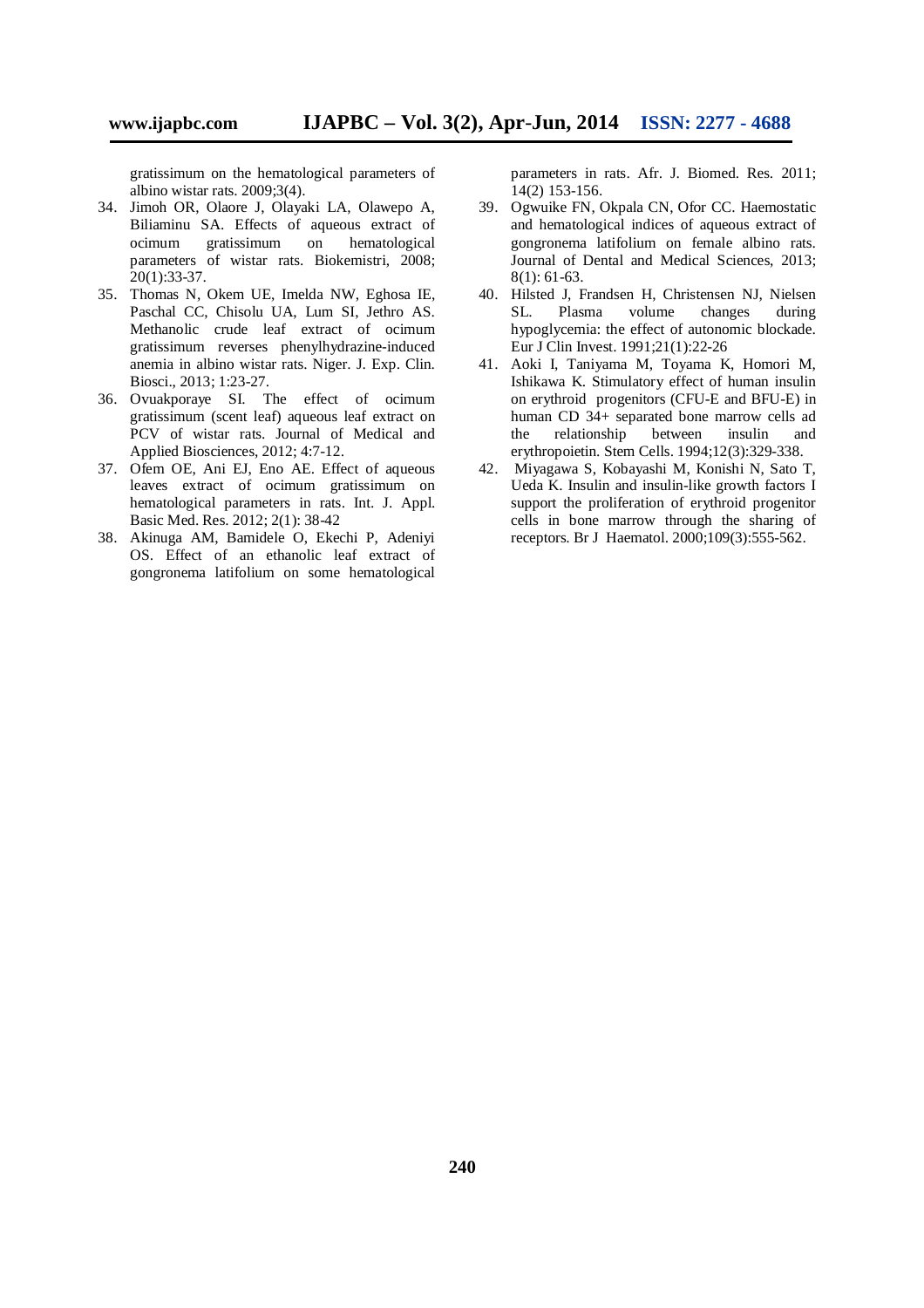gratissimum on the hematological parameters of albino wistar rats. 2009;3(4).

34. Jimoh OR, Olaore J, Olayaki LA, Olawepo A, Biliaminu SA. Effects of aqueous extract of ocimum gratissimum on hematological parameters of wistar rats. Biokemistri, 2008; 20(1):33-37.
35. Thomas N, Okem UE, Imelda NW, Eghosa IE, Paschal CC, Chisolu UA, Lum SI, Jethro AS. Methanolic crude leaf extract of ocimum gratissimum reverses phenylhydrazine-induced anemia in albino wistar rats. Niger. J. Exp. Clin. Biosci., 2013; 1:23-27.
36. Ovuakporaye SI. The effect of ocimum gratissimum (scent leaf) aqueous leaf extract on PCV of wistar rats. Journal of Medical and Applied Biosciences, 2012; 4:7-12.
37. Ofem OE, Ani EJ, Eno AE. Effect of aqueous leaves extract of ocimum gratissimum on hematological parameters in rats. Int. J. Appl. Basic Med. Res. 2012; 2(1): 38-42
38. Akinuga AM, Bamidele O, Ekechi P, Adeniyi OS. Effect of an ethanolic leaf extract of gongronema latifolium on some hematological parameters in rats. Afr. J. Biomed. Res. 2011; 14(2) 153-156.
39. Ogwuike FN, Okpala CN, Ofor CC. Haemostatic and hematological indices of aqueous extract of gongronema latifolium on female albino rats. Journal of Dental and Medical Sciences, 2013; 8(1): 61-63.
40. Hilsted J, Frandsen H, Christensen NJ, Nielsen SL. Plasma volume changes during hypoglycemia: the effect of autonomic blockade. Eur J Clin Invest. 1991;21(1):22-26
41. Aoki I, Taniyama M, Toyama K, Homori M, Ishikawa K. Stimulatory effect of human insulin on erythroid progenitors (CFU-E and BFU-E) in human CD 34+ separated bone marrow cells ad the relationship between insulin and erythropoietin. Stem Cells. 1994;12(3):329-338.
42. Miyagawa S, Kobayashi M, Konishi N, Sato T, Ueda K. Insulin and insulin-like growth factors I support the proliferation of erythroid progenitor cells in bone marrow through the sharing of receptors. Br J Haematol. 2000;109(3):555-562.